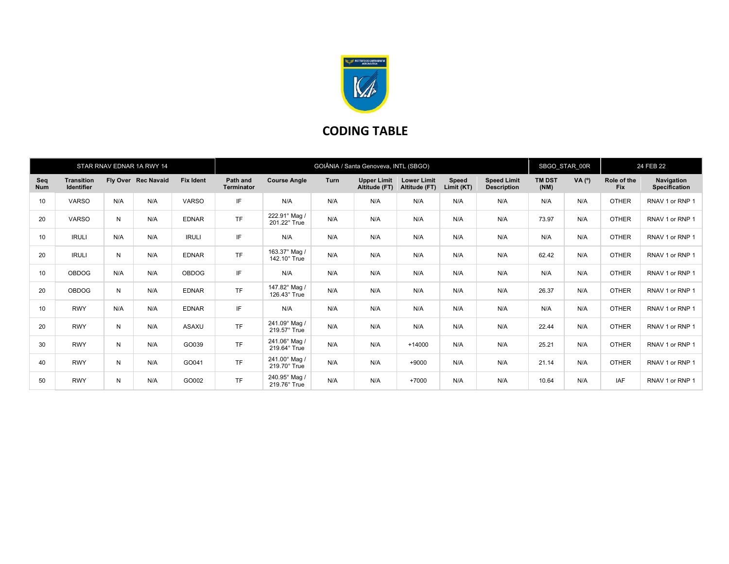# CODING TABLE

| STAR RNAV EDNAR 1A RWY 14 | | | | GOIÂNIA / Santa Genoveva, INTL (SBGO) | | | | | | | SBGO_STAR_00R | | 24 FEB 22 | |
|---|---|---|---|---|---|---|---|---|---|---|---|---|---|---|
| **Seq Num** | **Transition Identifier** | **Fly Over** | **Rec Navaid** | **Fix Ident** | **Path and Terminator** | **Course Angle** | **Turn** | **Upper Limit Altitude (FT)** | **Lower Limit Altitude (FT)** | **Speed Limit (KT)** | **Speed Limit Description** | **TM DST (NM)** | **VA (º)** | **Role of the Fix** | **Navigation Specification** |
| 10 | VARSO | N/A | N/A | VARSO | IF | N/A | N/A | N/A | N/A | N/A | N/A | N/A | N/A | OTHER | RNAV 1 or RNP 1 |
| 20 | VARSO | N | N/A | EDNAR | TF | 222.91° Mag / 201.22° True | N/A | N/A | N/A | N/A | N/A | 73.97 | N/A | OTHER | RNAV 1 or RNP 1 |
| 10 | IRULI | N/A | N/A | IRULI | IF | N/A | N/A | N/A | N/A | N/A | N/A | N/A | N/A | OTHER | RNAV 1 or RNP 1 |
| 20 | IRULI | N | N/A | EDNAR | TF | 163.37° Mag / 142.10° True | N/A | N/A | N/A | N/A | N/A | 62.42 | N/A | OTHER | RNAV 1 or RNP 1 |
| 10 | OBDOG | N/A | N/A | OBDOG | IF | N/A | N/A | N/A | N/A | N/A | N/A | N/A | N/A | OTHER | RNAV 1 or RNP 1 |
| 20 | OBDOG | N | N/A | EDNAR | TF | 147.82° Mag / 126.43° True | N/A | N/A | N/A | N/A | N/A | 26.37 | N/A | OTHER | RNAV 1 or RNP 1 |
| 10 | RWY | N/A | N/A | EDNAR | IF | N/A | N/A | N/A | N/A | N/A | N/A | N/A | N/A | OTHER | RNAV 1 or RNP 1 |
| 20 | RWY | N | N/A | ASAXU | TF | 241.09° Mag / 219.57° True | N/A | N/A | N/A | N/A | N/A | 22.44 | N/A | OTHER | RNAV 1 or RNP 1 |
| 30 | RWY | N | N/A | GO039 | TF | 241.06° Mag / 219.64° True | N/A | N/A | +14000 | N/A | N/A | 25.21 | N/A | OTHER | RNAV 1 or RNP 1 |
| 40 | RWY | N | N/A | GO041 | TF | 241.00° Mag / 219.70° True | N/A | N/A | +9000 | N/A | N/A | 21.14 | N/A | OTHER | RNAV 1 or RNP 1 |
| 50 | RWY | N | N/A | GO002 | TF | 240.95° Mag / 219.76° True | N/A | N/A | +7000 | N/A | N/A | 10.64 | N/A | IAF | RNAV 1 or RNP 1 |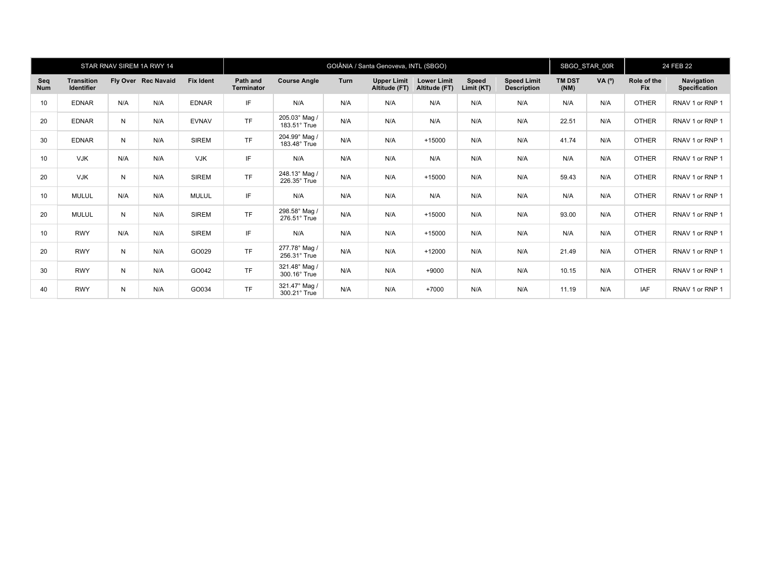| STAR RNAV SIREM 1A RWY 14 | | | | | GOIÂNIA / Santa Genoveva, INTL (SBGO) | | | | | | | SBGO_STAR_00R | | 24 FEB 22 | |
|---|---|---|---|---|---|---|---|---|---|---|---|---|---|---|---|
| Seq Num | Transition Identifier | Fly Over | Rec Navaid | Fix Ident | Path and Terminator | Course Angle | Turn | Upper Limit Altitude (FT) | Lower Limit Altitude (FT) | Speed Limit (KT) | Speed Limit Description | TM DST (NM) | VA (º) | Role of the Fix | Navigation Specification |
| 10 | EDNAR | N/A | N/A | EDNAR | IF | N/A | N/A | N/A | N/A | N/A | N/A | N/A | N/A | OTHER | RNAV 1 or RNP 1 |
| 20 | EDNAR | N | N/A | EVNAV | TF | 205.03° Mag / 183.51° True | N/A | N/A | N/A | N/A | N/A | 22.51 | N/A | OTHER | RNAV 1 or RNP 1 |
| 30 | EDNAR | N | N/A | SIREM | TF | 204.99° Mag / 183.48° True | N/A | N/A | +15000 | N/A | N/A | 41.74 | N/A | OTHER | RNAV 1 or RNP 1 |
| 10 | VJK | N/A | N/A | VJK | IF | N/A | N/A | N/A | N/A | N/A | N/A | N/A | N/A | OTHER | RNAV 1 or RNP 1 |
| 20 | VJK | N | N/A | SIREM | TF | 248.13° Mag / 226.35° True | N/A | N/A | +15000 | N/A | N/A | 59.43 | N/A | OTHER | RNAV 1 or RNP 1 |
| 10 | MULUL | N/A | N/A | MULUL | IF | N/A | N/A | N/A | N/A | N/A | N/A | N/A | N/A | OTHER | RNAV 1 or RNP 1 |
| 20 | MULUL | N | N/A | SIREM | TF | 298.58° Mag / 276.51° True | N/A | N/A | +15000 | N/A | N/A | 93.00 | N/A | OTHER | RNAV 1 or RNP 1 |
| 10 | RWY | N/A | N/A | SIREM | IF | N/A | N/A | N/A | +15000 | N/A | N/A | N/A | N/A | OTHER | RNAV 1 or RNP 1 |
| 20 | RWY | N | N/A | GO029 | TF | 277.78° Mag / 256.31° True | N/A | N/A | +12000 | N/A | N/A | 21.49 | N/A | OTHER | RNAV 1 or RNP 1 |
| 30 | RWY | N | N/A | GO042 | TF | 321.48° Mag / 300.16° True | N/A | N/A | +9000 | N/A | N/A | 10.15 | N/A | OTHER | RNAV 1 or RNP 1 |
| 40 | RWY | N | N/A | GO034 | TF | 321.47° Mag / 300.21° True | N/A | N/A | +7000 | N/A | N/A | 11.19 | N/A | IAF | RNAV 1 or RNP 1 |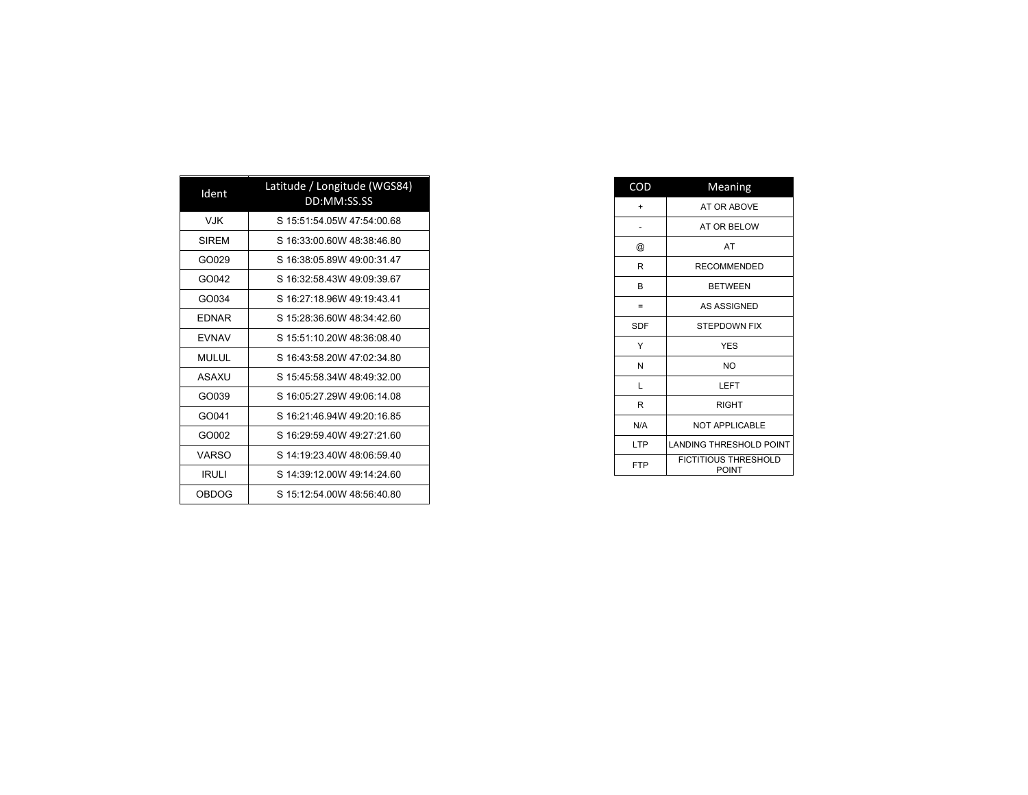| Ident | Latitude / Longitude (WGS84) DD:MM:SS.SS |
| --- | --- |
| VJK | S 15:51:54.05W 47:54:00.68 |
| SIREM | S 16:33:00.60W 48:38:46.80 |
| GO029 | S 16:38:05.89W 49:00:31.47 |
| GO042 | S 16:32:58.43W 49:09:39.67 |
| GO034 | S 16:27:18.96W 49:19:43.41 |
| EDNAR | S 15:28:36.60W 48:34:42.60 |
| EVNAV | S 15:51:10.20W 48:36:08.40 |
| MULUL | S 16:43:58.20W 47:02:34.80 |
| ASAXU | S 15:45:58.34W 48:49:32.00 |
| GO039 | S 16:05:27.29W 49:06:14.08 |
| GO041 | S 16:21:46.94W 49:20:16.85 |
| GO002 | S 16:29:59.40W 49:27:21.60 |
| VARSO | S 14:19:23.40W 48:06:59.40 |
| IRULI | S 14:39:12.00W 49:14:24.60 |
| OBDOG | S 15:12:54.00W 48:56:40.80 |

| COD | Meaning |
| --- | --- |
| + | AT OR ABOVE |
| - | AT OR BELOW |
| @ | AT |
| R | RECOMMENDED |
| B | BETWEEN |
| = | AS ASSIGNED |
| SDF | STEPDOWN FIX |
| Y | YES |
| N | NO |
| L | LEFT |
| R | RIGHT |
| N/A | NOT APPLICABLE |
| LTP | LANDING THRESHOLD POINT |
| FTP | FICTITIOUS THRESHOLD POINT |